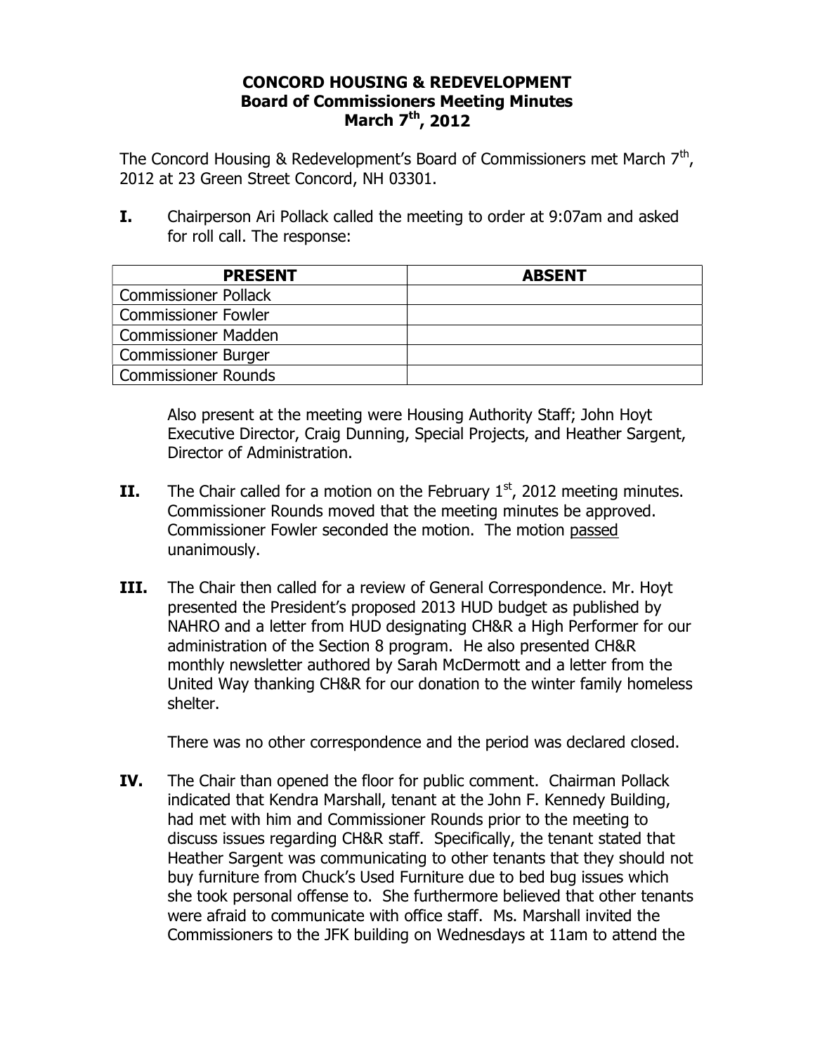# CONCORD HOUSING & REDEVELOPMENT
## Board of Commissioners Meeting Minutes
## March 7th, 2012

The Concord Housing & Redevelopment's Board of Commissioners met March 7th, 2012 at 23 Green Street Concord, NH 03301.

**I.** Chairperson Ari Pollack called the meeting to order at 9:07am and asked for roll call. The response:

| PRESENT | ABSENT |
|---|---|
| Commissioner Pollack | |
| Commissioner Fowler | |
| Commissioner Madden | |
| Commissioner Burger | |
| Commissioner Rounds | |

Also present at the meeting were Housing Authority Staff; John Hoyt Executive Director, Craig Dunning, Special Projects, and Heather Sargent, Director of Administration.

**II.** The Chair called for a motion on the February 1st, 2012 meeting minutes. Commissioner Rounds moved that the meeting minutes be approved. Commissioner Fowler seconded the motion. The motion passed unanimously.

**III.** The Chair then called for a review of General Correspondence. Mr. Hoyt presented the President's proposed 2013 HUD budget as published by NAHRO and a letter from HUD designating CH&R a High Performer for our administration of the Section 8 program. He also presented CH&R monthly newsletter authored by Sarah McDermott and a letter from the United Way thanking CH&R for our donation to the winter family homeless shelter.

There was no other correspondence and the period was declared closed.

**IV.** The Chair than opened the floor for public comment. Chairman Pollack indicated that Kendra Marshall, tenant at the John F. Kennedy Building, had met with him and Commissioner Rounds prior to the meeting to discuss issues regarding CH&R staff. Specifically, the tenant stated that Heather Sargent was communicating to other tenants that they should not buy furniture from Chuck's Used Furniture due to bed bug issues which she took personal offense to. She furthermore believed that other tenants were afraid to communicate with office staff. Ms. Marshall invited the Commissioners to the JFK building on Wednesdays at 11am to attend the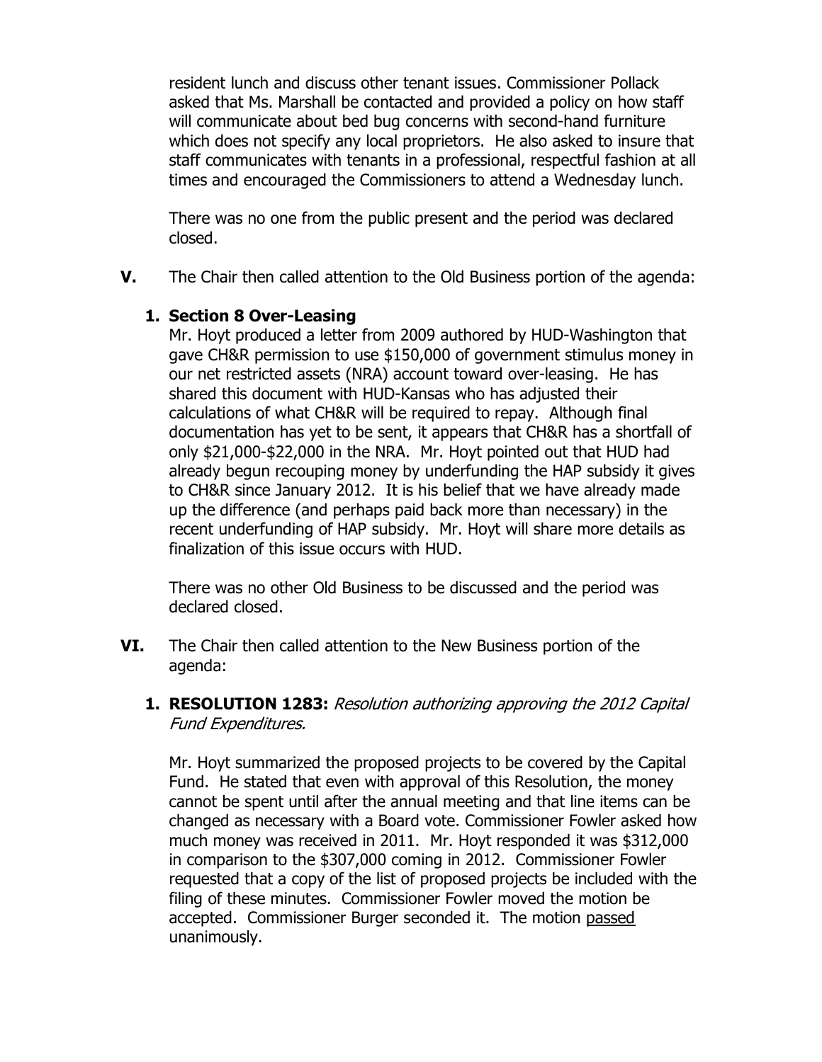resident lunch and discuss other tenant issues. Commissioner Pollack asked that Ms. Marshall be contacted and provided a policy on how staff will communicate about bed bug concerns with second-hand furniture which does not specify any local proprietors. He also asked to insure that staff communicates with tenants in a professional, respectful fashion at all times and encouraged the Commissioners to attend a Wednesday lunch.

There was no one from the public present and the period was declared closed.

**V.** The Chair then called attention to the Old Business portion of the agenda:

**1. Section 8 Over-Leasing**

Mr. Hoyt produced a letter from 2009 authored by HUD-Washington that gave CH&R permission to use $150,000 of government stimulus money in our net restricted assets (NRA) account toward over-leasing. He has shared this document with HUD-Kansas who has adjusted their calculations of what CH&R will be required to repay. Although final documentation has yet to be sent, it appears that CH&R has a shortfall of only $21,000-$22,000 in the NRA. Mr. Hoyt pointed out that HUD had already begun recouping money by underfunding the HAP subsidy it gives to CH&R since January 2012. It is his belief that we have already made up the difference (and perhaps paid back more than necessary) in the recent underfunding of HAP subsidy. Mr. Hoyt will share more details as finalization of this issue occurs with HUD.

There was no other Old Business to be discussed and the period was declared closed.

**VI.** The Chair then called attention to the New Business portion of the agenda:

**1. RESOLUTION 1283:** *Resolution authorizing approving the 2012 Capital Fund Expenditures.*

Mr. Hoyt summarized the proposed projects to be covered by the Capital Fund. He stated that even with approval of this Resolution, the money cannot be spent until after the annual meeting and that line items can be changed as necessary with a Board vote. Commissioner Fowler asked how much money was received in 2011. Mr. Hoyt responded it was $312,000 in comparison to the $307,000 coming in 2012. Commissioner Fowler requested that a copy of the list of proposed projects be included with the filing of these minutes. Commissioner Fowler moved the motion be accepted. Commissioner Burger seconded it. The motion passed unanimously.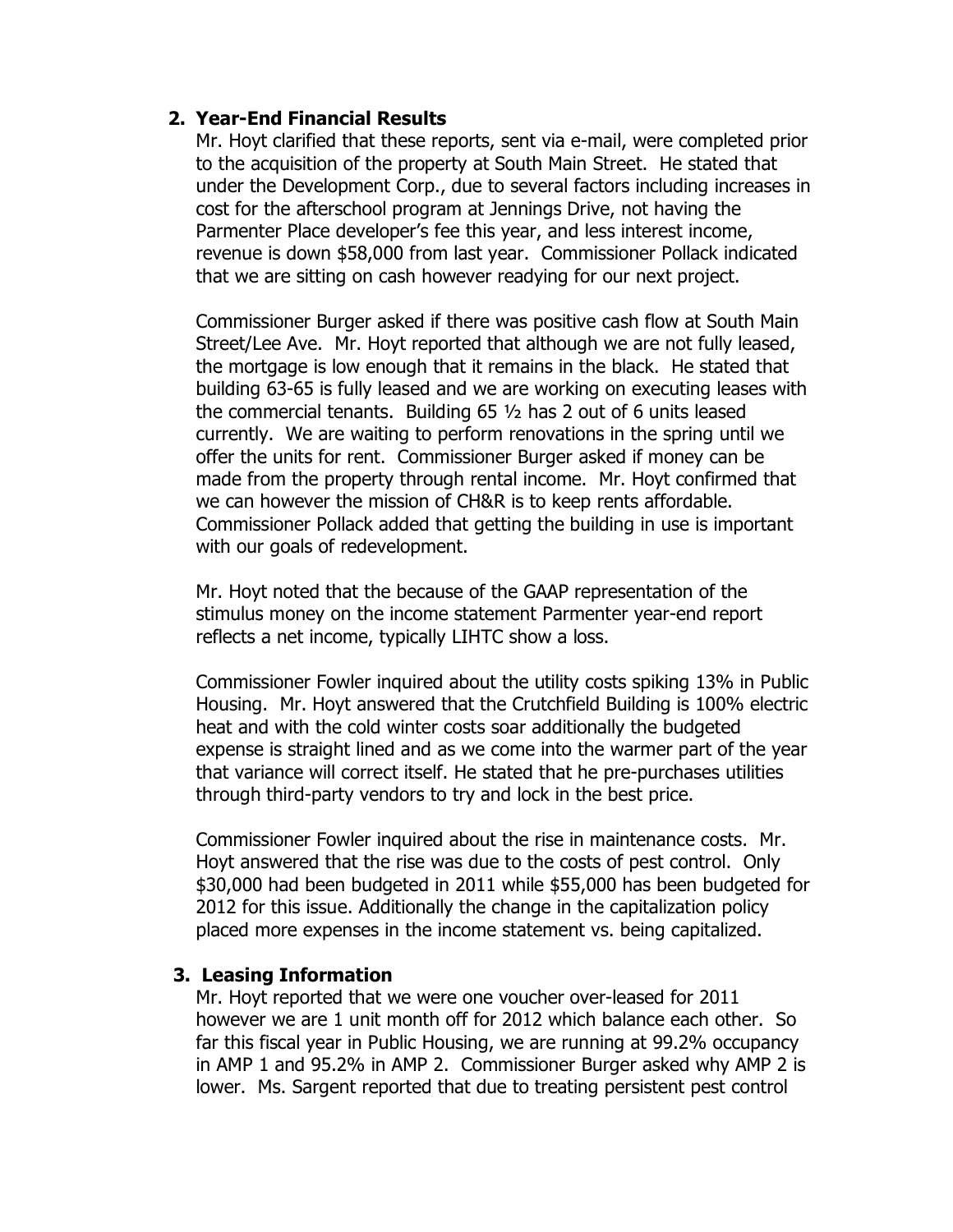**2. Year-End Financial Results**

Mr. Hoyt clarified that these reports, sent via e-mail, were completed prior to the acquisition of the property at South Main Street. He stated that under the Development Corp., due to several factors including increases in cost for the afterschool program at Jennings Drive, not having the Parmenter Place developer's fee this year, and less interest income, revenue is down $58,000 from last year. Commissioner Pollack indicated that we are sitting on cash however readying for our next project.

Commissioner Burger asked if there was positive cash flow at South Main Street/Lee Ave. Mr. Hoyt reported that although we are not fully leased, the mortgage is low enough that it remains in the black. He stated that building 63-65 is fully leased and we are working on executing leases with the commercial tenants. Building 65 ½ has 2 out of 6 units leased currently. We are waiting to perform renovations in the spring until we offer the units for rent. Commissioner Burger asked if money can be made from the property through rental income. Mr. Hoyt confirmed that we can however the mission of CH&R is to keep rents affordable. Commissioner Pollack added that getting the building in use is important with our goals of redevelopment.

Mr. Hoyt noted that the because of the GAAP representation of the stimulus money on the income statement Parmenter year-end report reflects a net income, typically LIHTC show a loss.

Commissioner Fowler inquired about the utility costs spiking 13% in Public Housing. Mr. Hoyt answered that the Crutchfield Building is 100% electric heat and with the cold winter costs soar additionally the budgeted expense is straight lined and as we come into the warmer part of the year that variance will correct itself. He stated that he pre-purchases utilities through third-party vendors to try and lock in the best price.

Commissioner Fowler inquired about the rise in maintenance costs. Mr. Hoyt answered that the rise was due to the costs of pest control. Only $30,000 had been budgeted in 2011 while $55,000 has been budgeted for 2012 for this issue. Additionally the change in the capitalization policy placed more expenses in the income statement vs. being capitalized.

**3. Leasing Information**

Mr. Hoyt reported that we were one voucher over-leased for 2011 however we are 1 unit month off for 2012 which balance each other. So far this fiscal year in Public Housing, we are running at 99.2% occupancy in AMP 1 and 95.2% in AMP 2. Commissioner Burger asked why AMP 2 is lower. Ms. Sargent reported that due to treating persistent pest control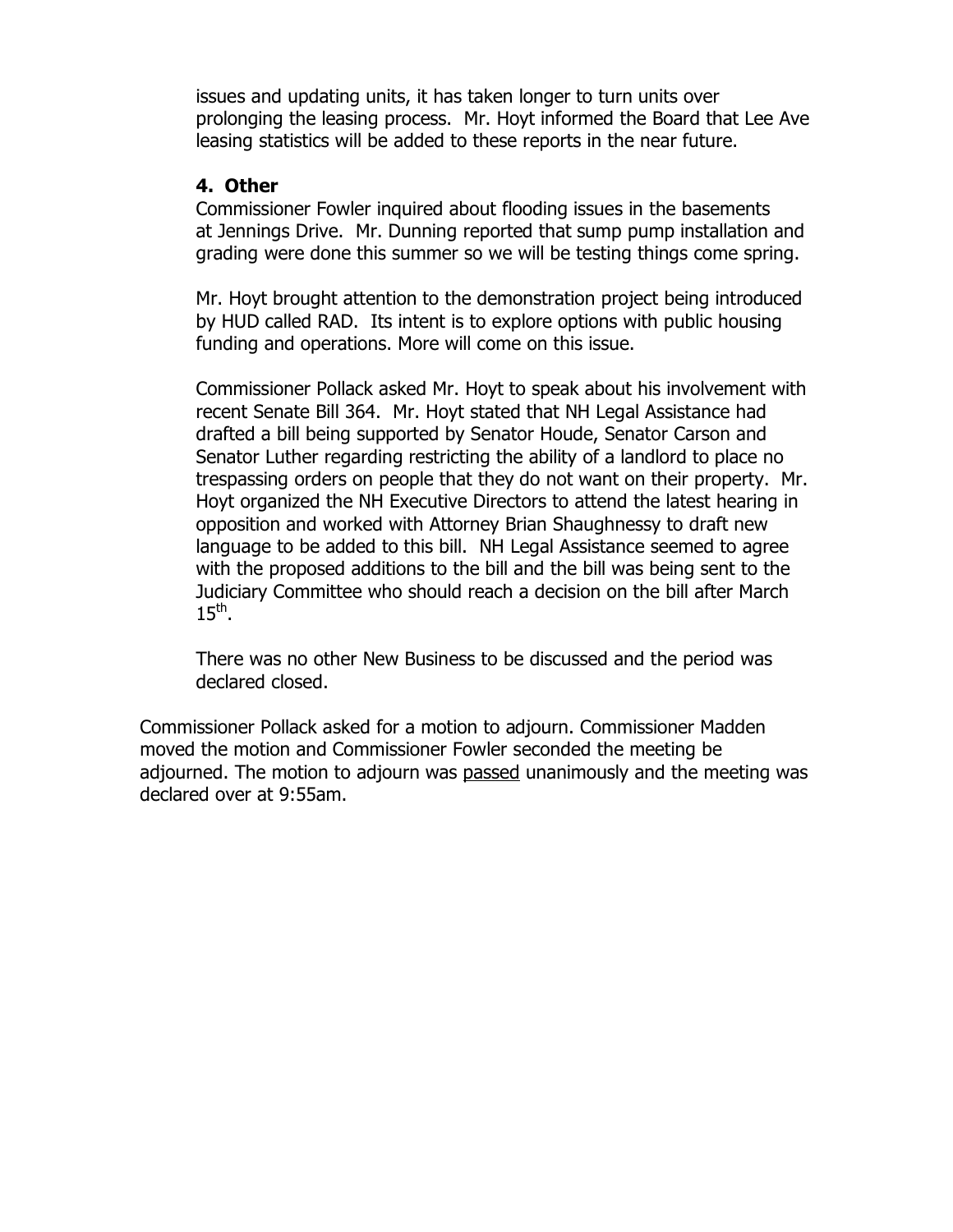issues and updating units, it has taken longer to turn units over prolonging the leasing process. Mr. Hoyt informed the Board that Lee Ave leasing statistics will be added to these reports in the near future.

**4. Other**

Commissioner Fowler inquired about flooding issues in the basements at Jennings Drive. Mr. Dunning reported that sump pump installation and grading were done this summer so we will be testing things come spring.

Mr. Hoyt brought attention to the demonstration project being introduced by HUD called RAD. Its intent is to explore options with public housing funding and operations. More will come on this issue.

Commissioner Pollack asked Mr. Hoyt to speak about his involvement with recent Senate Bill 364. Mr. Hoyt stated that NH Legal Assistance had drafted a bill being supported by Senator Houde, Senator Carson and Senator Luther regarding restricting the ability of a landlord to place no trespassing orders on people that they do not want on their property. Mr. Hoyt organized the NH Executive Directors to attend the latest hearing in opposition and worked with Attorney Brian Shaughnessy to draft new language to be added to this bill. NH Legal Assistance seemed to agree with the proposed additions to the bill and the bill was being sent to the Judiciary Committee who should reach a decision on the bill after March 15th.

There was no other New Business to be discussed and the period was declared closed.

Commissioner Pollack asked for a motion to adjourn. Commissioner Madden moved the motion and Commissioner Fowler seconded the meeting be adjourned. The motion to adjourn was passed unanimously and the meeting was declared over at 9:55am.